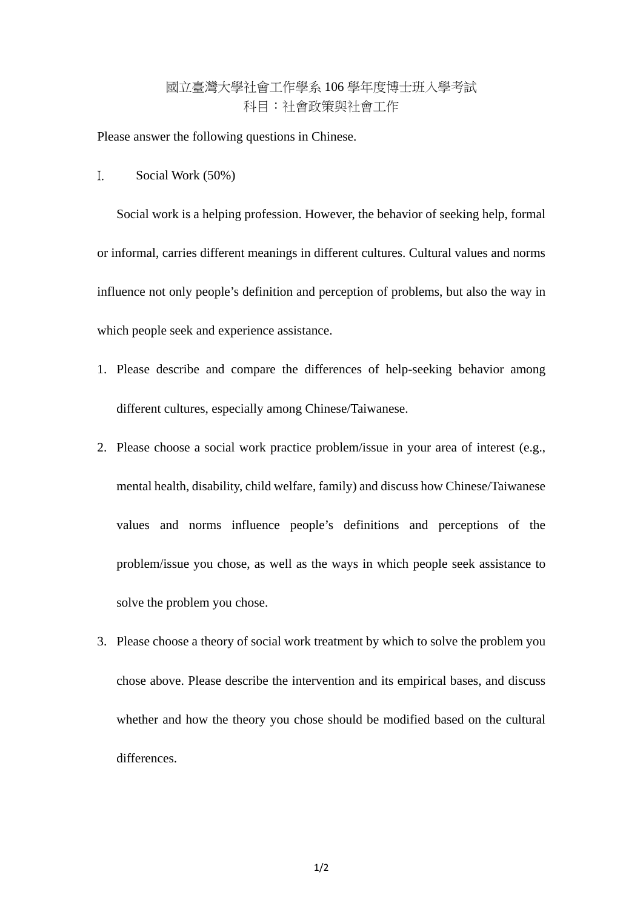# 國立臺灣大學社會工作學系 106 學年度博士班入學考試
## 科目：社會政策與社會工作

Please answer the following questions in Chinese.

## I. Social Work (50%)

Social work is a helping profession. However, the behavior of seeking help, formal or informal, carries different meanings in different cultures. Cultural values and norms influence not only people's definition and perception of problems, but also the way in which people seek and experience assistance.

1. Please describe and compare the differences of help-seeking behavior among different cultures, especially among Chinese/Taiwanese.
2. Please choose a social work practice problem/issue in your area of interest (e.g., mental health, disability, child welfare, family) and discuss how Chinese/Taiwanese values and norms influence people's definitions and perceptions of the problem/issue you chose, as well as the ways in which people seek assistance to solve the problem you chose.
3. Please choose a theory of social work treatment by which to solve the problem you chose above. Please describe the intervention and its empirical bases, and discuss whether and how the theory you chose should be modified based on the cultural differences.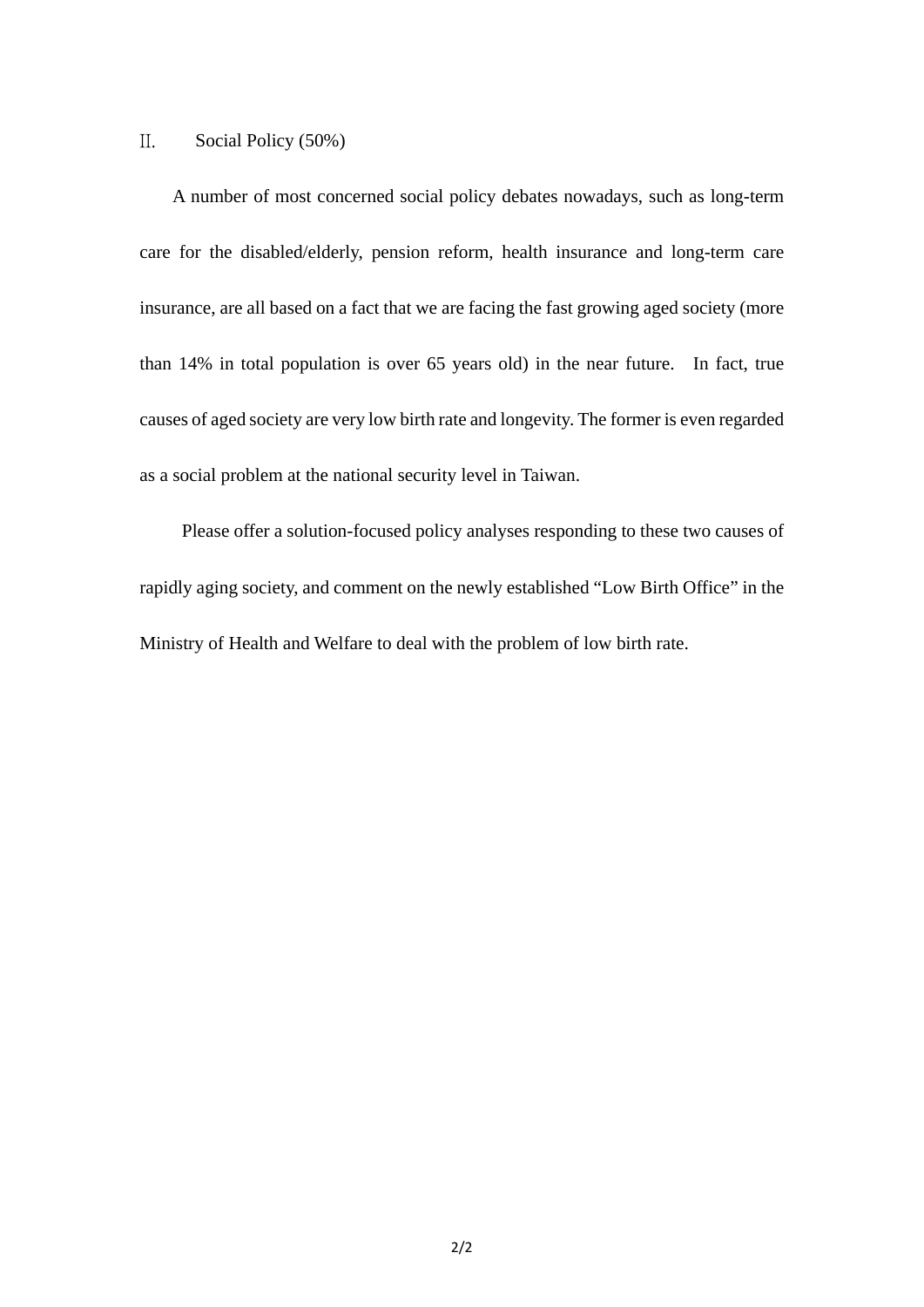## II. Social Policy (50%)

A number of most concerned social policy debates nowadays, such as long-term care for the disabled/elderly, pension reform, health insurance and long-term care insurance, are all based on a fact that we are facing the fast growing aged society (more than 14% in total population is over 65 years old) in the near future. In fact, true causes of aged society are very low birth rate and longevity. The former is even regarded as a social problem at the national security level in Taiwan.

Please offer a solution-focused policy analyses responding to these two causes of rapidly aging society, and comment on the newly established “Low Birth Office” in the Ministry of Health and Welfare to deal with the problem of low birth rate.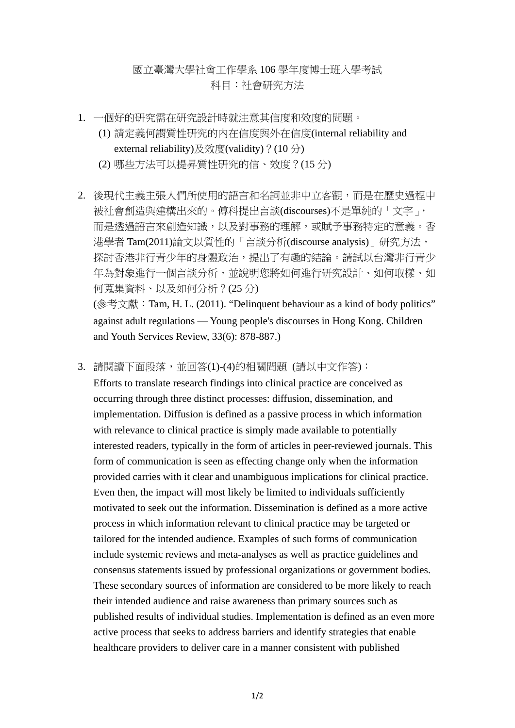國立臺灣大學社會工作學系 106 學年度博士班入學考試
科目：社會研究方法

1. 一個好的研究需在研究設計時就注意其信度和效度的問題。
   (1) 請定義何謂質性研究的內在信度與外在信度(internal reliability and external reliability)及效度(validity)？(10 分)
   (2) 哪些方法可以提昇質性研究的信、效度？(15 分)

2. 後現代主義主張人們所使用的語言和名詞並非中立客觀，而是在歷史過程中被社會創造與建構出來的。傅科提出言談(discourses)不是單純的「文字」，而是透過語言來創造知識，以及對事務的理解，或賦予事務特定的意義。香港學者 Tam(2011)論文以質性的「言談分析(discourse analysis)」研究方法，探討香港非行青少年的身體政治，提出了有趣的結論。請試以台灣非行青少年為對象進行一個言談分析，並說明您將如何進行研究設計、如何取樣、如何蒐集資料、以及如何分析？(25 分)
   (參考文獻：Tam, H. L. (2011). “Delinquent behaviour as a kind of body politics” against adult regulations — Young people's discourses in Hong Kong. Children and Youth Services Review, 33(6): 878-887.)

3. 請閱讀下面段落，並回答(1)-(4)的相關問題 (請以中文作答)：
   Efforts to translate research findings into clinical practice are conceived as occurring through three distinct processes: diffusion, dissemination, and implementation. Diffusion is defined as a passive process in which information with relevance to clinical practice is simply made available to potentially interested readers, typically in the form of articles in peer-reviewed journals. This form of communication is seen as effecting change only when the information provided carries with it clear and unambiguous implications for clinical practice. Even then, the impact will most likely be limited to individuals sufficiently motivated to seek out the information. Dissemination is defined as a more active process in which information relevant to clinical practice may be targeted or tailored for the intended audience. Examples of such forms of communication include systemic reviews and meta-analyses as well as practice guidelines and consensus statements issued by professional organizations or government bodies. These secondary sources of information are considered to be more likely to reach their intended audience and raise awareness than primary sources such as published results of individual studies. Implementation is defined as an even more active process that seeks to address barriers and identify strategies that enable healthcare providers to deliver care in a manner consistent with published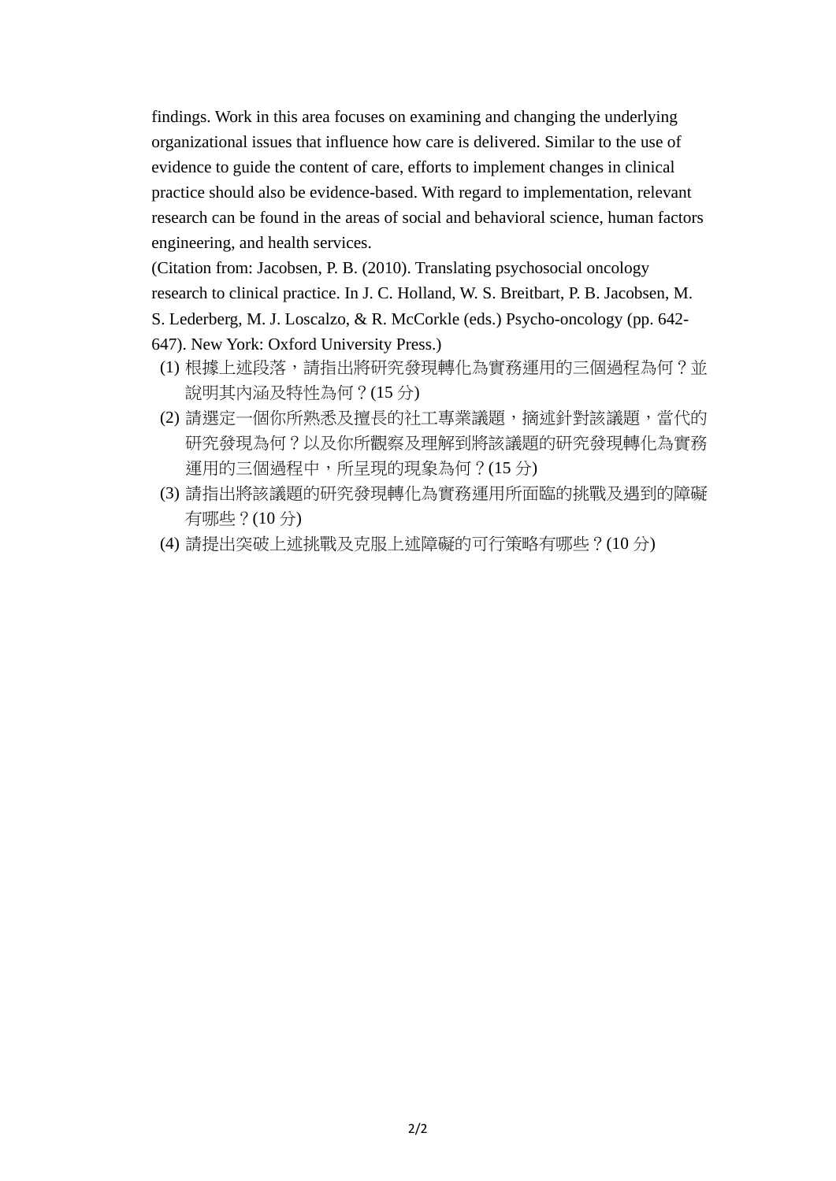findings. Work in this area focuses on examining and changing the underlying organizational issues that influence how care is delivered. Similar to the use of evidence to guide the content of care, efforts to implement changes in clinical practice should also be evidence-based. With regard to implementation, relevant research can be found in the areas of social and behavioral science, human factors engineering, and health services.

(Citation from: Jacobsen, P. B. (2010). Translating psychosocial oncology research to clinical practice. In J. C. Holland, W. S. Breitbart, P. B. Jacobsen, M. S. Lederberg, M. J. Loscalzo, & R. McCorkle (eds.) Psycho-oncology (pp. 642-647). New York: Oxford University Press.)

(1) 根據上述段落，請指出將研究發現轉化為實務運用的三個過程為何？並說明其內涵及特性為何？(15 分)

(2) 請選定一個你所熟悉及擅長的社工專業議題，摘述針對該議題，當代的研究發現為何？以及你所觀察及理解到將該議題的研究發現轉化為實務運用的三個過程中，所呈現的現象為何？(15 分)

(3) 請指出將該議題的研究發現轉化為實務運用所面臨的挑戰及遇到的障礙有哪些？(10 分)

(4) 請提出突破上述挑戰及克服上述障礙的可行策略有哪些？(10 分)